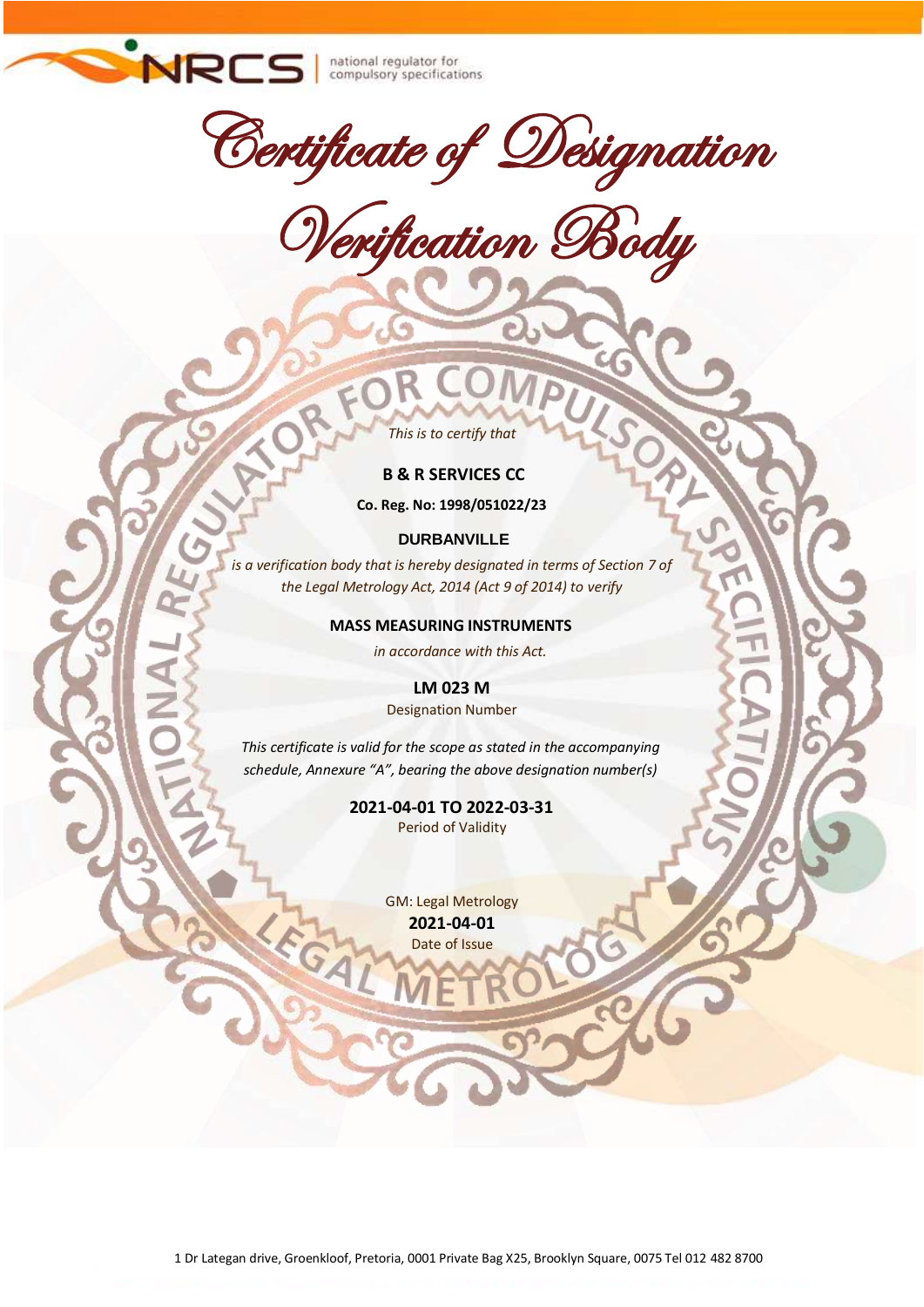NRCS | national regulator for compulsory specifications

# Certificate of Designation

# Verification Body

*This is to certify that*

**B & R SERVICES CC**

**Co. Reg. No: 1998/051022/23**

**DURBANVILLE**

*is a verification body that is hereby designated in terms of Section 7 of the Legal Metrology Act, 2014 (Act 9 of 2014) to verify*

**MASS MEASURING INSTRUMENTS**

*in accordance with this Act.*

**LM 023 M**

Designation Number

*This certificate is valid for the scope as stated in the accompanying schedule, Annexure "A", bearing the above designation number(s)*

**2021-04-01 TO 2022-03-31**

Period of Validity

GM: Legal Metrology

**2021-04-01**

Date of Issue

1 Dr Lategan drive, Groenkloof, Pretoria, 0001 Private Bag X25, Brooklyn Square, 0075 Tel 012 482 8700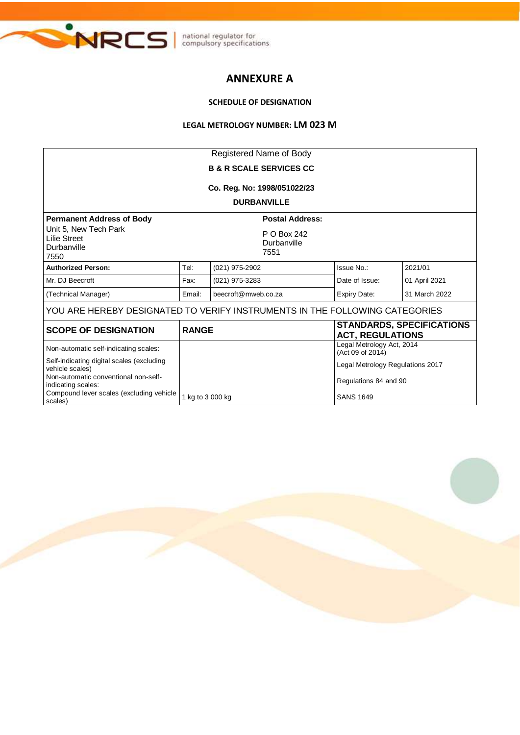# ANNEXURE A

**SCHEDULE OF DESIGNATION**

**LEGAL METROLOGY NUMBER: LM 023 M**

| Registered Name of Body | | | | | |
|---|---|---|---|---|---|
| **B & R SCALE SERVICES CC**<br>**Co. Reg. No: 1998/051022/23**<br>**DURBANVILLE** | | | | | |
| **Permanent Address of Body**<br>Unit 5, New Tech Park<br>Lilie Street<br>Durbanville<br>7550 | | | **Postal Address:**<br>P O Box 242<br>Durbanville<br>7551 | | |
| **Authorized Person:** | Tel: | (021) 975-2902 | Issue No.: | 2021/01 | |
| Mr. DJ Beecroft | Fax: | (021) 975-3283 | Date of Issue: | 01 April 2021 | |
| (Technical Manager) | Email: | beecroft@mweb.co.za | Expiry Date: | 31 March 2022 | |

YOU ARE HEREBY DESIGNATED TO VERIFY INSTRUMENTS IN THE FOLLOWING CATEGORIES

| SCOPE OF DESIGNATION | RANGE | STANDARDS, SPECIFICATIONS ACT, REGULATIONS |
|---|---|---|
| Non-automatic self-indicating scales: | | Legal Metrology Act, 2014 (Act 09 of 2014) |
| Self-indicating digital scales (excluding vehicle scales) | | Legal Metrology Regulations 2017 |
| Non-automatic conventional non-self-indicating scales: | | Regulations 84 and 90 |
| Compound lever scales (excluding vehicle scales) | 1 kg to 3 000 kg | SANS 1649 |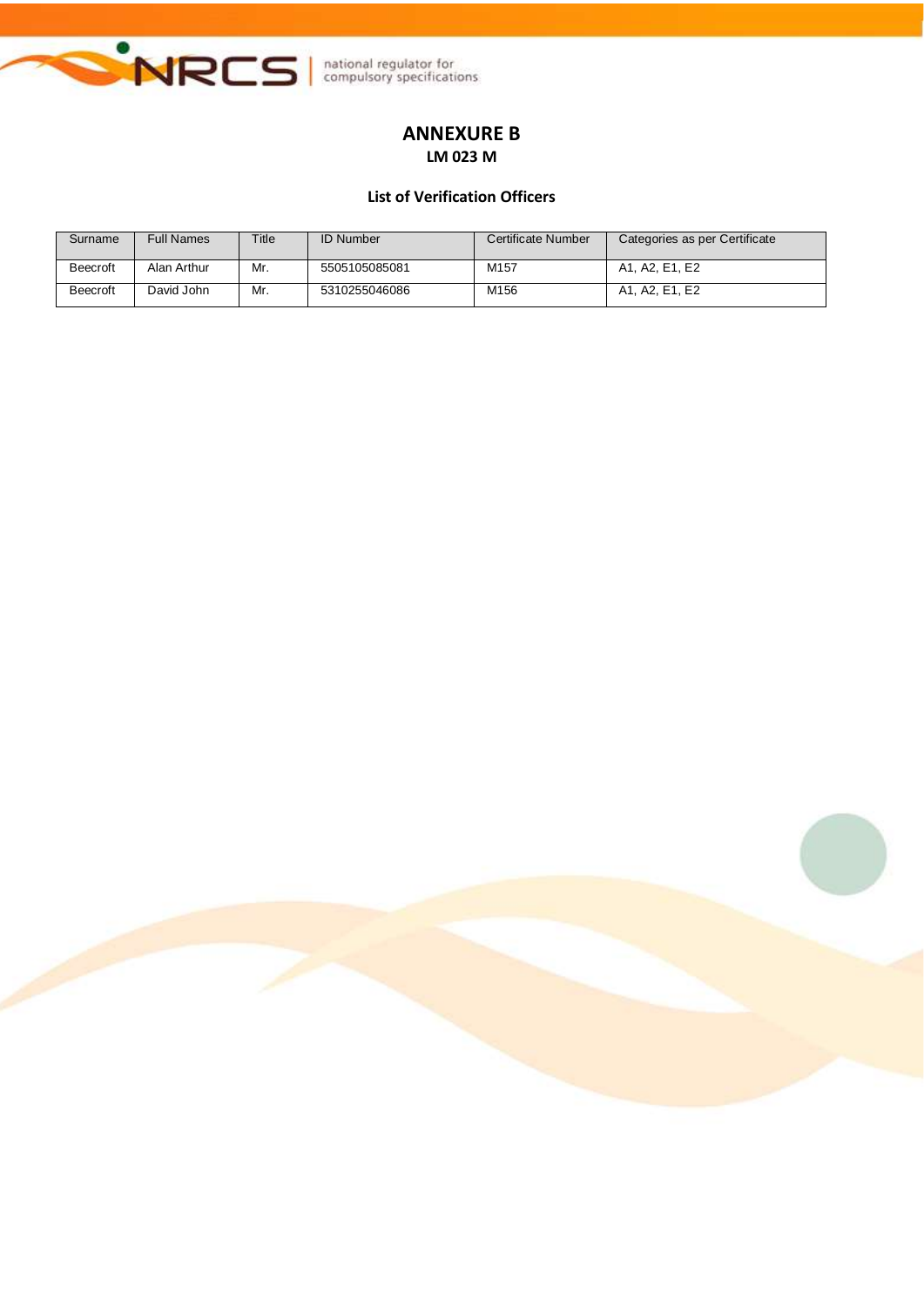# ANNEXURE B

## LM 023 M

### List of Verification Officers

| Surname | Full Names | Title | ID Number | Certificate Number | Categories as per Certificate |
|---|---|---|---|---|---|
| Beecroft | Alan Arthur | Mr. | 5505105085081 | M157 | A1, A2, E1, E2 |
| Beecroft | David John | Mr. | 5310255046086 | M156 | A1, A2, E1, E2 |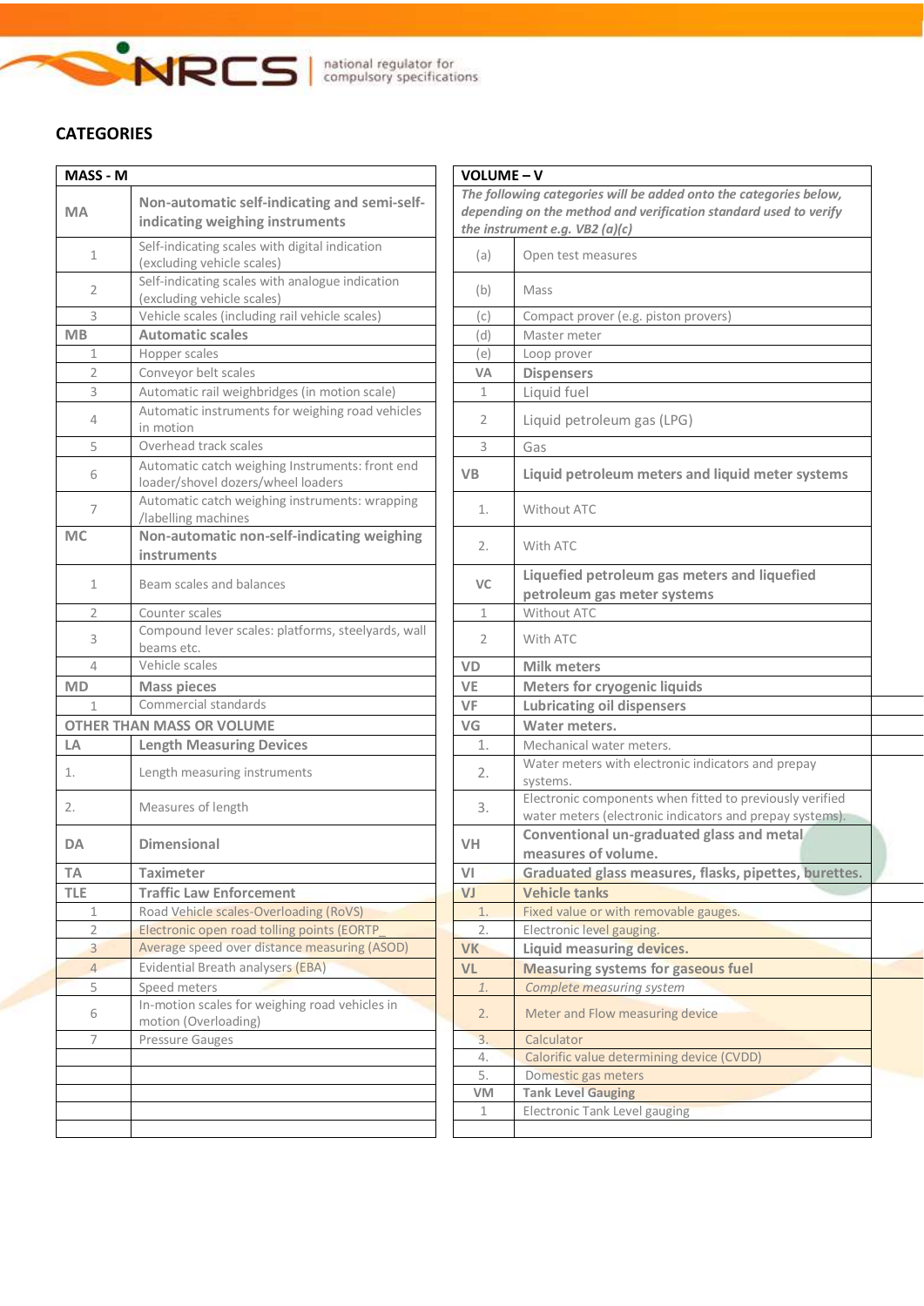## CATEGORIES

| MASS - M | |
|---|---|
| **MA** | **Non-automatic self-indicating and semi-self-indicating weighing instruments** |
| 1 | Self-indicating scales with digital indication (excluding vehicle scales) |
| 2 | Self-indicating scales with analogue indication (excluding vehicle scales) |
| 3 | Vehicle scales (including rail vehicle scales) |
| **MB** | **Automatic scales** |
| 1 | Hopper scales |
| 2 | Conveyor belt scales |
| 3 | Automatic rail weighbridges (in motion scale) |
| 4 | Automatic instruments for weighing road vehicles in motion |
| 5 | Overhead track scales |
| 6 | Automatic catch weighing Instruments: front end loader/shovel dozers/wheel loaders |
| 7 | Automatic catch weighing instruments: wrapping /labelling machines |
| **MC** | **Non-automatic non-self-indicating weighing instruments** |
| 1 | Beam scales and balances |
| 2 | Counter scales |
| 3 | Compound lever scales: platforms, steelyards, wall beams etc. |
| 4 | Vehicle scales |
| **MD** | **Mass pieces** |
| 1 | Commercial standards |
| **OTHER THAN MASS OR VOLUME** | |
| **LA** | **Length Measuring Devices** |
| 1. | Length measuring instruments |
| 2. | Measures of length |
| **DA** | **Dimensional** |
| **TA** | **Taximeter** |
| **TLE** | **Traffic Law Enforcement** |
| 1 | Road Vehicle scales-Overloading (RoVS) |
| 2 | Electronic open road tolling points (EORTP_ |
| 3 | Average speed over distance measuring (ASOD) |
| 4 | Evidential Breath analysers (EBA) |
| 5 | Speed meters |
| 6 | In-motion scales for weighing road vehicles in motion (Overloading) |
| 7 | Pressure Gauges |

| VOLUME – V | |
|---|---|
| *The following categories will be added onto the categories below, depending on the method and verification standard used to verify the instrument e.g. VB2 (a)(c)* | |
| (a) | Open test measures |
| (b) | Mass |
| (c) | Compact prover (e.g. piston provers) |
| (d) | Master meter |
| (e) | Loop prover |
| **VA** | **Dispensers** |
| 1 | Liquid fuel |
| 2 | Liquid petroleum gas (LPG) |
| 3 | Gas |
| **VB** | **Liquid petroleum meters and liquid meter systems** |
| 1. | Without ATC |
| 2. | With ATC |
| **VC** | **Liquefied petroleum gas meters and liquefied petroleum gas meter systems** |
| 1 | Without ATC |
| 2 | With ATC |
| **VD** | **Milk meters** |
| **VE** | **Meters for cryogenic liquids** |
| **VF** | **Lubricating oil dispensers** |
| **VG** | **Water meters.** |
| 1. | Mechanical water meters. |
| 2. | Water meters with electronic indicators and prepay systems. |
| 3. | Electronic components when fitted to previously verified water meters (electronic indicators and prepay systems). |
| **VH** | **Conventional un-graduated glass and metal measures of volume.** |
| **VI** | **Graduated glass measures, flasks, pipettes, burettes.** |
| **VJ** | **Vehicle tanks** |
| 1. | Fixed value or with removable gauges. |
| 2. | Electronic level gauging. |
| **VK** | **Liquid measuring devices.** |
| **VL** | **Measuring systems for gaseous fuel** |
| *1.* | *Complete measuring system* |
| 2. | Meter and Flow measuring device |
| 3. | Calculator |
| 4. | Calorific value determining device (CVDD) |
| 5. | Domestic gas meters |
| **VM** | **Tank Level Gauging** |
| 1 | Electronic Tank Level gauging |